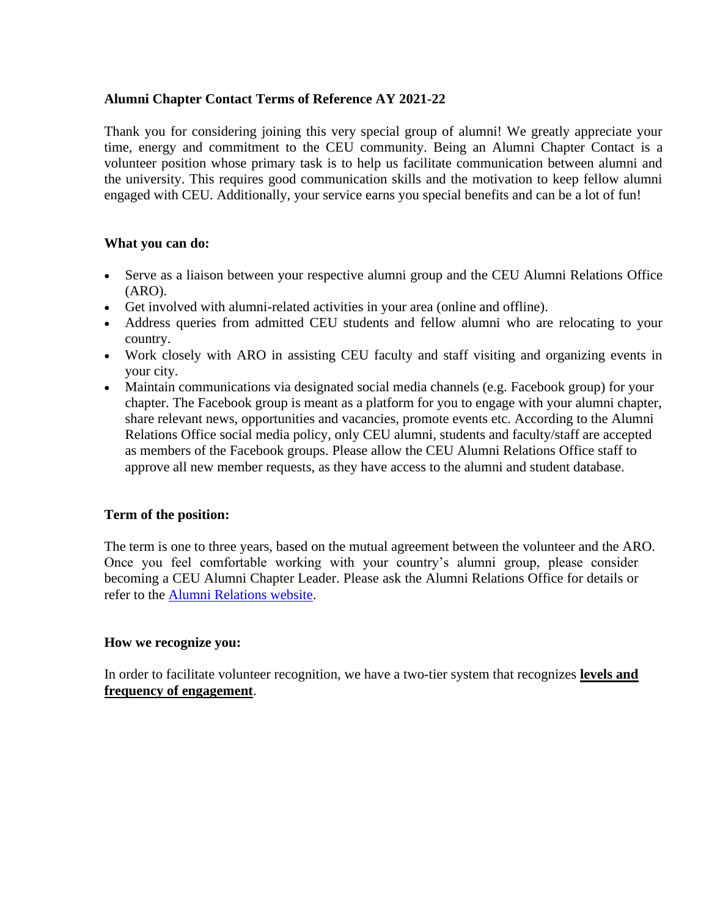## Alumni Chapter Contact Terms of Reference AY 2021-22

Thank you for considering joining this very special group of alumni! We greatly appreciate your time, energy and commitment to the CEU community. Being an Alumni Chapter Contact is a volunteer position whose primary task is to help us facilitate communication between alumni and the university. This requires good communication skills and the motivation to keep fellow alumni engaged with CEU. Additionally, your service earns you special benefits and can be a lot of fun!

### What you can do:

- Serve as a liaison between your respective alumni group and the CEU Alumni Relations Office (ARO).
- Get involved with alumni-related activities in your area (online and offline).
- Address queries from admitted CEU students and fellow alumni who are relocating to your country.
- Work closely with ARO in assisting CEU faculty and staff visiting and organizing events in your city.
- Maintain communications via designated social media channels (e.g. Facebook group) for your chapter. The Facebook group is meant as a platform for you to engage with your alumni chapter, share relevant news, opportunities and vacancies, promote events etc. According to the Alumni Relations Office social media policy, only CEU alumni, students and faculty/staff are accepted as members of the Facebook groups. Please allow the CEU Alumni Relations Office staff to approve all new member requests, as they have access to the alumni and student database.

### Term of the position:

The term is one to three years, based on the mutual agreement between the volunteer and the ARO. Once you feel comfortable working with your country's alumni group, please consider becoming a CEU Alumni Chapter Leader. Please ask the Alumni Relations Office for details or refer to the Alumni Relations website.

### How we recognize you:

In order to facilitate volunteer recognition, we have a two-tier system that recognizes **levels and frequency of engagement**.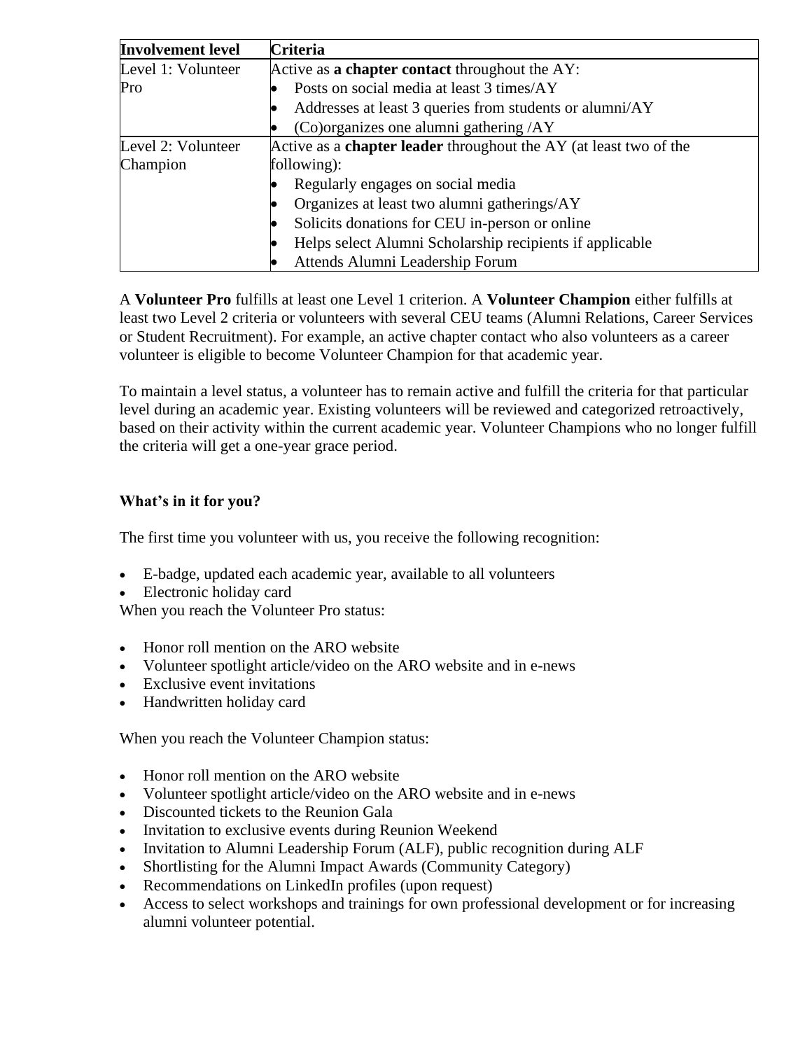| Involvement level | Criteria |
| --- | --- |
| Level 1: Volunteer Pro | Active as **a chapter contact** throughout the AY:<br>• Posts on social media at least 3 times/AY<br>• Addresses at least 3 queries from students or alumni/AY<br>• (Co)organizes one alumni gathering /AY |
| Level 2: Volunteer Champion | Active as a **chapter leader** throughout the AY (at least two of the following):<br>• Regularly engages on social media<br>• Organizes at least two alumni gatherings/AY<br>• Solicits donations for CEU in-person or online<br>• Helps select Alumni Scholarship recipients if applicable<br>• Attends Alumni Leadership Forum |

A **Volunteer Pro** fulfills at least one Level 1 criterion. A **Volunteer Champion** either fulfills at least two Level 2 criteria or volunteers with several CEU teams (Alumni Relations, Career Services or Student Recruitment). For example, an active chapter contact who also volunteers as a career volunteer is eligible to become Volunteer Champion for that academic year.

To maintain a level status, a volunteer has to remain active and fulfill the criteria for that particular level during an academic year. Existing volunteers will be reviewed and categorized retroactively, based on their activity within the current academic year. Volunteer Champions who no longer fulfill the criteria will get a one-year grace period.

**What's in it for you?**

The first time you volunteer with us, you receive the following recognition:

- E-badge, updated each academic year, available to all volunteers
- Electronic holiday card

When you reach the Volunteer Pro status:

- Honor roll mention on the ARO website
- Volunteer spotlight article/video on the ARO website and in e-news
- Exclusive event invitations
- Handwritten holiday card

When you reach the Volunteer Champion status:

- Honor roll mention on the ARO website
- Volunteer spotlight article/video on the ARO website and in e-news
- Discounted tickets to the Reunion Gala
- Invitation to exclusive events during Reunion Weekend
- Invitation to Alumni Leadership Forum (ALF), public recognition during ALF
- Shortlisting for the Alumni Impact Awards (Community Category)
- Recommendations on LinkedIn profiles (upon request)
- Access to select workshops and trainings for own professional development or for increasing alumni volunteer potential.